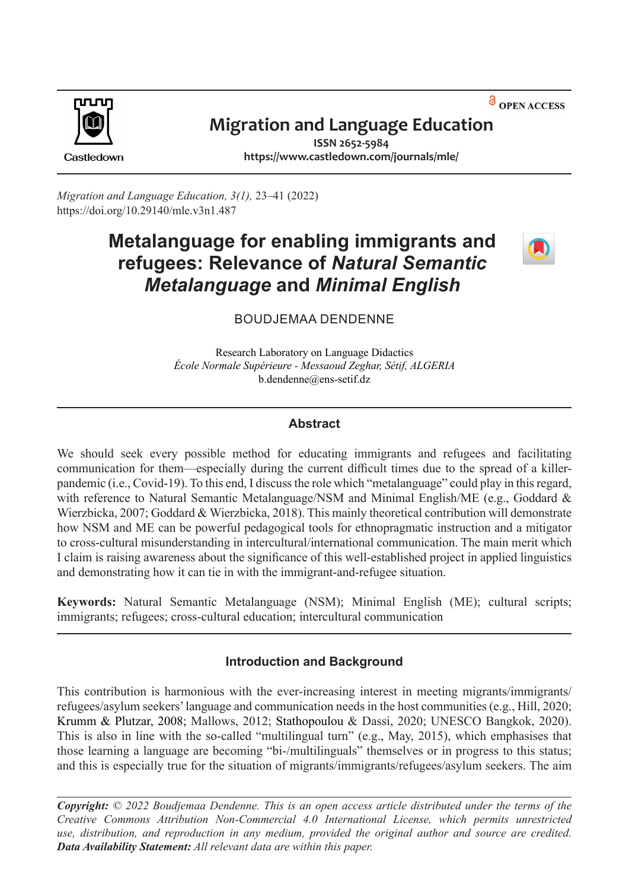OPEN ACCESS

Castledown

**Migration and Language Education**

ISSN 2652-5984

https://www.castledown.com/journals/mle/

*Migration and Language Education, 3(1),* 23–41 (2022)
https://doi.org/10.29140/mle.v3n1.487

# Metalanguage for enabling immigrants and refugees: Relevance of *Natural Semantic Metalanguage* and *Minimal English*

BOUDJEMAA DENDENNE

Research Laboratory on Language Didactics
*École Normale Supérieure - Messaoud Zeghar, Sétif, ALGERIA*
b.dendenne@ens-setif.dz

## Abstract

We should seek every possible method for educating immigrants and refugees and facilitating communication for them—especially during the current difficult times due to the spread of a killer-pandemic (i.e., Covid-19). To this end, I discuss the role which "metalanguage" could play in this regard, with reference to Natural Semantic Metalanguage/NSM and Minimal English/ME (e.g., Goddard & Wierzbicka, 2007; Goddard & Wierzbicka, 2018). This mainly theoretical contribution will demonstrate how NSM and ME can be powerful pedagogical tools for ethnopragmatic instruction and a mitigator to cross-cultural misunderstanding in intercultural/international communication. The main merit which I claim is raising awareness about the significance of this well-established project in applied linguistics and demonstrating how it can tie in with the immigrant-and-refugee situation.

**Keywords:** Natural Semantic Metalanguage (NSM); Minimal English (ME); cultural scripts; immigrants; refugees; cross-cultural education; intercultural communication

## Introduction and Background

This contribution is harmonious with the ever-increasing interest in meeting migrants/immigrants/refugees/asylum seekers' language and communication needs in the host communities (e.g., Hill, 2020; Krumm & Plutzar, 2008; Mallows, 2012; Stathopoulou & Dassi, 2020; UNESCO Bangkok, 2020). This is also in line with the so-called "multilingual turn" (e.g., May, 2015), which emphasises that those learning a language are becoming "bi-/multilinguals" themselves or in progress to this status; and this is especially true for the situation of migrants/immigrants/refugees/asylum seekers. The aim

***Copyright:*** *© 2022 Boudjemaa Dendenne. This is an open access article distributed under the terms of the Creative Commons Attribution Non-Commercial 4.0 International License, which permits unrestricted use, distribution, and reproduction in any medium, provided the original author and source are credited.*
***Data Availability Statement:*** *All relevant data are within this paper.*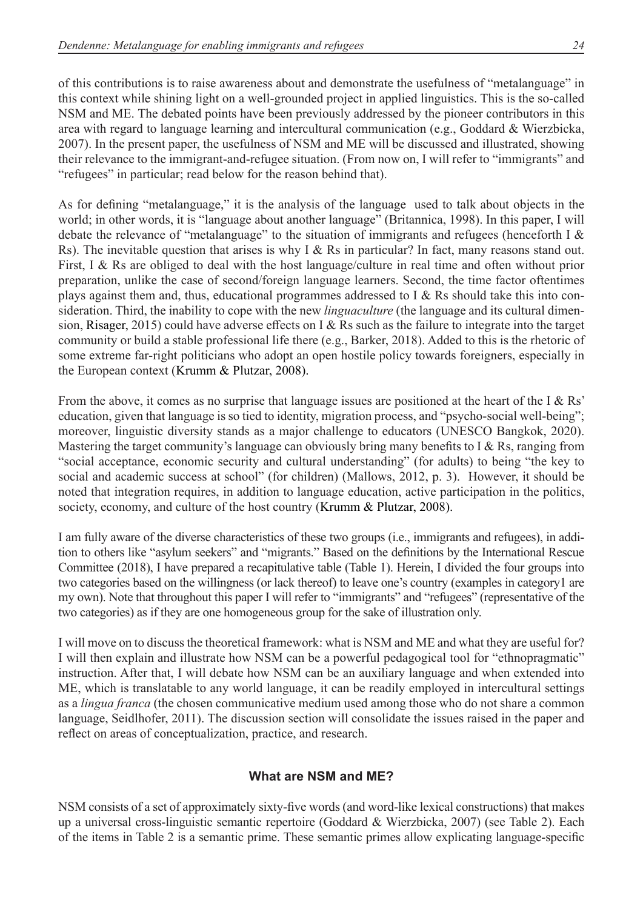of this contributions is to raise awareness about and demonstrate the usefulness of "metalanguage" in this context while shining light on a well-grounded project in applied linguistics. This is the so-called NSM and ME. The debated points have been previously addressed by the pioneer contributors in this area with regard to language learning and intercultural communication (e.g., Goddard & Wierzbicka, 2007). In the present paper, the usefulness of NSM and ME will be discussed and illustrated, showing their relevance to the immigrant-and-refugee situation. (From now on, I will refer to "immigrants" and "refugees" in particular; read below for the reason behind that).

As for defining "metalanguage," it is the analysis of the language used to talk about objects in the world; in other words, it is "language about another language" (Britannica, 1998). In this paper, I will debate the relevance of "metalanguage" to the situation of immigrants and refugees (henceforth I & Rs). The inevitable question that arises is why I & Rs in particular? In fact, many reasons stand out. First, I & Rs are obliged to deal with the host language/culture in real time and often without prior preparation, unlike the case of second/foreign language learners. Second, the time factor oftentimes plays against them and, thus, educational programmes addressed to I & Rs should take this into consideration. Third, the inability to cope with the new *linguaculture* (the language and its cultural dimension, Risager, 2015) could have adverse effects on I & Rs such as the failure to integrate into the target community or build a stable professional life there (e.g., Barker, 2018). Added to this is the rhetoric of some extreme far-right politicians who adopt an open hostile policy towards foreigners, especially in the European context (Krumm & Plutzar, 2008).

From the above, it comes as no surprise that language issues are positioned at the heart of the I & Rs' education, given that language is so tied to identity, migration process, and "psycho-social well-being"; moreover, linguistic diversity stands as a major challenge to educators (UNESCO Bangkok, 2020). Mastering the target community's language can obviously bring many benefits to I & Rs, ranging from "social acceptance, economic security and cultural understanding" (for adults) to being "the key to social and academic success at school" (for children) (Mallows, 2012, p. 3). However, it should be noted that integration requires, in addition to language education, active participation in the politics, society, economy, and culture of the host country (Krumm & Plutzar, 2008).

I am fully aware of the diverse characteristics of these two groups (i.e., immigrants and refugees), in addition to others like "asylum seekers" and "migrants." Based on the definitions by the International Rescue Committee (2018), I have prepared a recapitulative table (Table 1). Herein, I divided the four groups into two categories based on the willingness (or lack thereof) to leave one's country (examples in category1 are my own). Note that throughout this paper I will refer to "immigrants" and "refugees" (representative of the two categories) as if they are one homogeneous group for the sake of illustration only.

I will move on to discuss the theoretical framework: what is NSM and ME and what they are useful for? I will then explain and illustrate how NSM can be a powerful pedagogical tool for "ethnopragmatic" instruction. After that, I will debate how NSM can be an auxiliary language and when extended into ME, which is translatable to any world language, it can be readily employed in intercultural settings as a *lingua franca* (the chosen communicative medium used among those who do not share a common language, Seidlhofer, 2011). The discussion section will consolidate the issues raised in the paper and reflect on areas of conceptualization, practice, and research.

## What are NSM and ME?

NSM consists of a set of approximately sixty-five words (and word-like lexical constructions) that makes up a universal cross-linguistic semantic repertoire (Goddard & Wierzbicka, 2007) (see Table 2). Each of the items in Table 2 is a semantic prime. These semantic primes allow explicating language-specific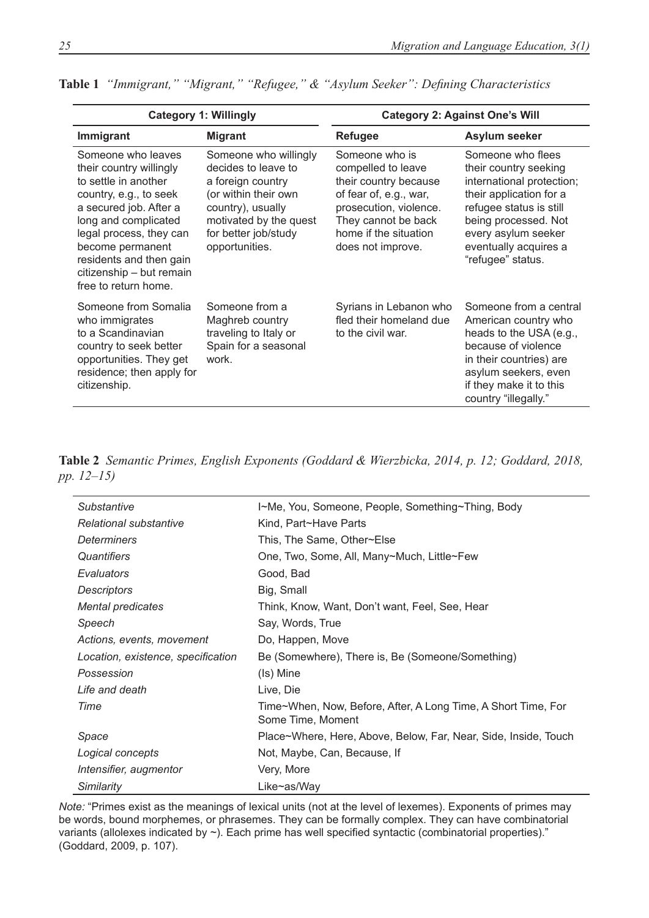**Table 1** *"Immigrant," "Migrant," "Refugee," & "Asylum Seeker": Defining Characteristics*

| **Category 1: Willingly** | | **Category 2: Against One's Will** | |
|---|---|---|---|
| **Immigrant** | **Migrant** | **Refugee** | **Asylum seeker** |
| Someone who leaves their country willingly to settle in another country, e.g., to seek a secured job. After a long and complicated legal process, they can become permanent residents and then gain citizenship – but remain free to return home. | Someone who willingly decides to leave to a foreign country (or within their own country), usually motivated by the quest for better job/study opportunities. | Someone who is compelled to leave their country because of fear of, e.g., war, prosecution, violence. They cannot be back home if the situation does not improve. | Someone who flees their country seeking international protection; their application for a refugee status is still being processed. Not every asylum seeker eventually acquires a "refugee" status. |
| Someone from Somalia who immigrates to a Scandinavian country to seek better opportunities. They get residence; then apply for citizenship. | Someone from a Maghreb country traveling to Italy or Spain for a seasonal work. | Syrians in Lebanon who fled their homeland due to the civil war. | Someone from a central American country who heads to the USA (e.g., because of violence in their countries) are asylum seekers, even if they make it to this country "illegally." |

**Table 2** *Semantic Primes, English Exponents (Goddard & Wierzbicka, 2014, p. 12; Goddard, 2018, pp. 12–15)*

| | |
|---|---|
| *Substantive* | I~Me, You, Someone, People, Something~Thing, Body |
| *Relational substantive* | Kind, Part~Have Parts |
| *Determiners* | This, The Same, Other~Else |
| *Quantifiers* | One, Two, Some, All, Many~Much, Little~Few |
| *Evaluators* | Good, Bad |
| *Descriptors* | Big, Small |
| *Mental predicates* | Think, Know, Want, Don't want, Feel, See, Hear |
| *Speech* | Say, Words, True |
| *Actions, events, movement* | Do, Happen, Move |
| *Location, existence, specification* | Be (Somewhere), There is, Be (Someone/Something) |
| *Possession* | (Is) Mine |
| *Life and death* | Live, Die |
| *Time* | Time~When, Now, Before, After, A Long Time, A Short Time, For Some Time, Moment |
| *Space* | Place~Where, Here, Above, Below, Far, Near, Side, Inside, Touch |
| *Logical concepts* | Not, Maybe, Can, Because, If |
| *Intensifier, augmentor* | Very, More |
| *Similarity* | Like~as/Way |

*Note:* "Primes exist as the meanings of lexical units (not at the level of lexemes). Exponents of primes may be words, bound morphemes, or phrasemes. They can be formally complex. They can have combinatorial variants (allolexes indicated by ~). Each prime has well specified syntactic (combinatorial properties)." (Goddard, 2009, p. 107).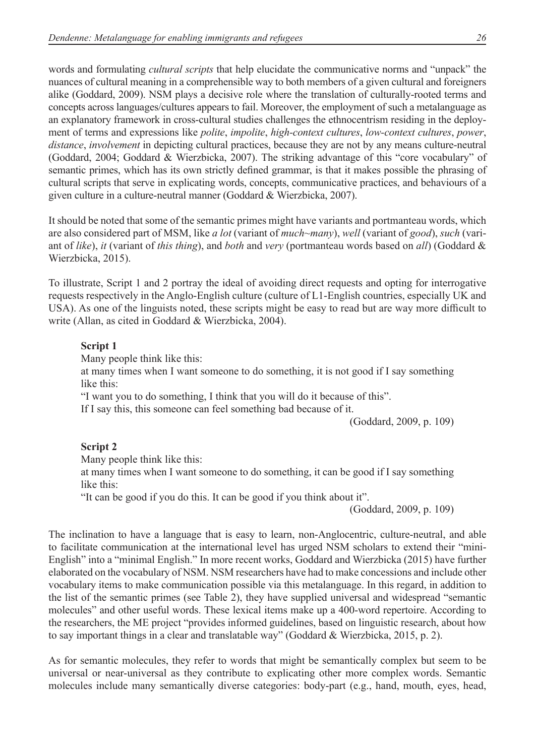words and formulating *cultural scripts* that help elucidate the communicative norms and "unpack" the nuances of cultural meaning in a comprehensible way to both members of a given cultural and foreigners alike (Goddard, 2009). NSM plays a decisive role where the translation of culturally-rooted terms and concepts across languages/cultures appears to fail. Moreover, the employment of such a metalanguage as an explanatory framework in cross-cultural studies challenges the ethnocentrism residing in the deployment of terms and expressions like *polite*, *impolite*, *high-context cultures*, *low-context cultures*, *power*, *distance*, *involvement* in depicting cultural practices, because they are not by any means culture-neutral (Goddard, 2004; Goddard & Wierzbicka, 2007). The striking advantage of this "core vocabulary" of semantic primes, which has its own strictly defined grammar, is that it makes possible the phrasing of cultural scripts that serve in explicating words, concepts, communicative practices, and behaviours of a given culture in a culture-neutral manner (Goddard & Wierzbicka, 2007).

It should be noted that some of the semantic primes might have variants and portmanteau words, which are also considered part of MSM, like *a lot* (variant of *much~many*), *well* (variant of *good*), *such* (variant of *like*), *it* (variant of *this thing*), and *both* and *very* (portmanteau words based on *all*) (Goddard & Wierzbicka, 2015).

To illustrate, Script 1 and 2 portray the ideal of avoiding direct requests and opting for interrogative requests respectively in the Anglo-English culture (culture of L1-English countries, especially UK and USA). As one of the linguists noted, these scripts might be easy to read but are way more difficult to write (Allan, as cited in Goddard & Wierzbicka, 2004).

**Script 1**

Many people think like this:
at many times when I want someone to do something, it is not good if I say something like this:
"I want you to do something, I think that you will do it because of this".
If I say this, this someone can feel something bad because of it.

(Goddard, 2009, p. 109)

**Script 2**

Many people think like this:
at many times when I want someone to do something, it can be good if I say something like this:
"It can be good if you do this. It can be good if you think about it".

(Goddard, 2009, p. 109)

The inclination to have a language that is easy to learn, non-Anglocentric, culture-neutral, and able to facilitate communication at the international level has urged NSM scholars to extend their "mini-English" into a "minimal English." In more recent works, Goddard and Wierzbicka (2015) have further elaborated on the vocabulary of NSM. NSM researchers have had to make concessions and include other vocabulary items to make communication possible via this metalanguage. In this regard, in addition to the list of the semantic primes (see Table 2), they have supplied universal and widespread "semantic molecules" and other useful words. These lexical items make up a 400-word repertoire. According to the researchers, the ME project "provides informed guidelines, based on linguistic research, about how to say important things in a clear and translatable way" (Goddard & Wierzbicka, 2015, p. 2).

As for semantic molecules, they refer to words that might be semantically complex but seem to be universal or near-universal as they contribute to explicating other more complex words. Semantic molecules include many semantically diverse categories: body-part (e.g., hand, mouth, eyes, head,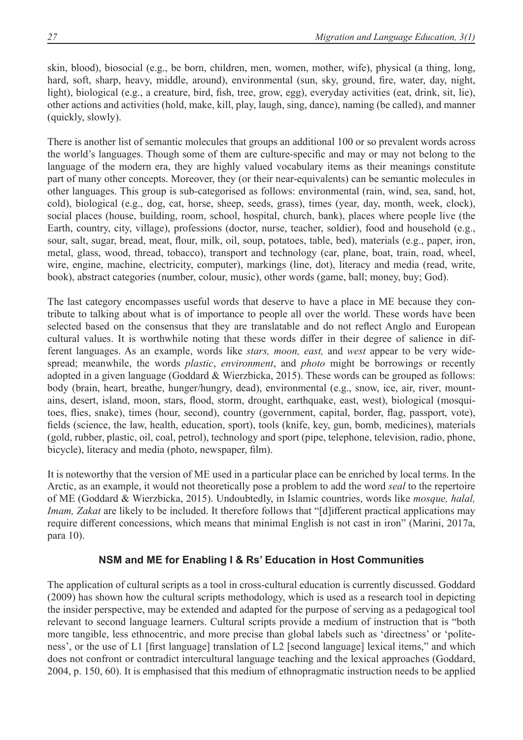skin, blood), biosocial (e.g., be born, children, men, women, mother, wife), physical (a thing, long, hard, soft, sharp, heavy, middle, around), environmental (sun, sky, ground, fire, water, day, night, light), biological (e.g., a creature, bird, fish, tree, grow, egg), everyday activities (eat, drink, sit, lie), other actions and activities (hold, make, kill, play, laugh, sing, dance), naming (be called), and manner (quickly, slowly).

There is another list of semantic molecules that groups an additional 100 or so prevalent words across the world's languages. Though some of them are culture-specific and may or may not belong to the language of the modern era, they are highly valued vocabulary items as their meanings constitute part of many other concepts. Moreover, they (or their near-equivalents) can be semantic molecules in other languages. This group is sub-categorised as follows: environmental (rain, wind, sea, sand, hot, cold), biological (e.g., dog, cat, horse, sheep, seeds, grass), times (year, day, month, week, clock), social places (house, building, room, school, hospital, church, bank), places where people live (the Earth, country, city, village), professions (doctor, nurse, teacher, soldier), food and household (e.g., sour, salt, sugar, bread, meat, flour, milk, oil, soup, potatoes, table, bed), materials (e.g., paper, iron, metal, glass, wood, thread, tobacco), transport and technology (car, plane, boat, train, road, wheel, wire, engine, machine, electricity, computer), markings (line, dot), literacy and media (read, write, book), abstract categories (number, colour, music), other words (game, ball; money, buy; God).

The last category encompasses useful words that deserve to have a place in ME because they contribute to talking about what is of importance to people all over the world. These words have been selected based on the consensus that they are translatable and do not reflect Anglo and European cultural values. It is worthwhile noting that these words differ in their degree of salience in different languages. As an example, words like *stars, moon, east,* and *west* appear to be very widespread; meanwhile, the words *plastic*, *environment*, and *photo* might be borrowings or recently adopted in a given language (Goddard & Wierzbicka, 2015). These words can be grouped as follows: body (brain, heart, breathe, hunger/hungry, dead), environmental (e.g., snow, ice, air, river, mountains, desert, island, moon, stars, flood, storm, drought, earthquake, east, west), biological (mosquitoes, flies, snake), times (hour, second), country (government, capital, border, flag, passport, vote), fields (science, the law, health, education, sport), tools (knife, key, gun, bomb, medicines), materials (gold, rubber, plastic, oil, coal, petrol), technology and sport (pipe, telephone, television, radio, phone, bicycle), literacy and media (photo, newspaper, film).

It is noteworthy that the version of ME used in a particular place can be enriched by local terms. In the Arctic, as an example, it would not theoretically pose a problem to add the word *seal* to the repertoire of ME (Goddard & Wierzbicka, 2015). Undoubtedly, in Islamic countries, words like *mosque, halal, Imam, Zakat* are likely to be included. It therefore follows that "[d]ifferent practical applications may require different concessions, which means that minimal English is not cast in iron" (Marini, 2017a, para 10).

## NSM and ME for Enabling I & Rs' Education in Host Communities

The application of cultural scripts as a tool in cross-cultural education is currently discussed. Goddard (2009) has shown how the cultural scripts methodology, which is used as a research tool in depicting the insider perspective, may be extended and adapted for the purpose of serving as a pedagogical tool relevant to second language learners. Cultural scripts provide a medium of instruction that is "both more tangible, less ethnocentric, and more precise than global labels such as 'directness' or 'politeness', or the use of L1 [first language] translation of L2 [second language] lexical items," and which does not confront or contradict intercultural language teaching and the lexical approaches (Goddard, 2004, p. 150, 60). It is emphasised that this medium of ethnopragmatic instruction needs to be applied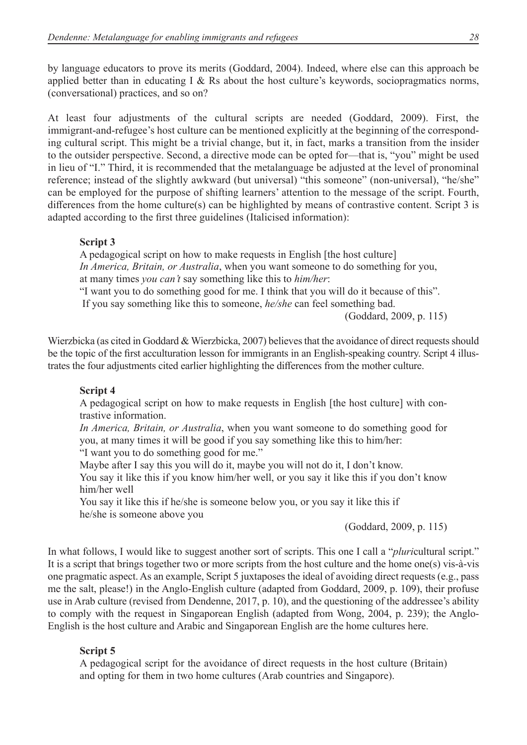by language educators to prove its merits (Goddard, 2004). Indeed, where else can this approach be applied better than in educating I & Rs about the host culture's keywords, sociopragmatics norms, (conversational) practices, and so on?

At least four adjustments of the cultural scripts are needed (Goddard, 2009). First, the immigrant-and-refugee's host culture can be mentioned explicitly at the beginning of the corresponding cultural script. This might be a trivial change, but it, in fact, marks a transition from the insider to the outsider perspective. Second, a directive mode can be opted for—that is, "you" might be used in lieu of "I." Third, it is recommended that the metalanguage be adjusted at the level of pronominal reference; instead of the slightly awkward (but universal) "this someone" (non-universal), "he/she" can be employed for the purpose of shifting learners' attention to the message of the script. Fourth, differences from the home culture(s) can be highlighted by means of contrastive content. Script 3 is adapted according to the first three guidelines (Italicised information):

> **Script 3**
>
> A pedagogical script on how to make requests in English [the host culture]
> *In America, Britain, or Australia*, when you want someone to do something for you,
> at many times *you can't* say something like this to *him/her*:
> "I want you to do something good for me. I think that you will do it because of this".
> If you say something like this to someone, *he/she* can feel something bad.
>
> (Goddard, 2009, p. 115)

Wierzbicka (as cited in Goddard & Wierzbicka, 2007) believes that the avoidance of direct requests should be the topic of the first acculturation lesson for immigrants in an English-speaking country. Script 4 illustrates the four adjustments cited earlier highlighting the differences from the mother culture.

> **Script 4**
>
> A pedagogical script on how to make requests in English [the host culture] with contrastive information.
> *In America, Britain, or Australia*, when you want someone to do something good for you, at many times it will be good if you say something like this to him/her:
> "I want you to do something good for me."
> Maybe after I say this you will do it, maybe you will not do it, I don't know.
> You say it like this if you know him/her well, or you say it like this if you don't know him/her well
> You say it like this if he/she is someone below you, or you say it like this if he/she is someone above you
>
> (Goddard, 2009, p. 115)

In what follows, I would like to suggest another sort of scripts. This one I call a "*pluri*cultural script." It is a script that brings together two or more scripts from the host culture and the home one(s) vis-à-vis one pragmatic aspect. As an example, Script 5 juxtaposes the ideal of avoiding direct requests (e.g., pass me the salt, please!) in the Anglo-English culture (adapted from Goddard, 2009, p. 109), their profuse use in Arab culture (revised from Dendenne, 2017, p. 10), and the questioning of the addressee's ability to comply with the request in Singaporean English (adapted from Wong, 2004, p. 239); the Anglo-English is the host culture and Arabic and Singaporean English are the home cultures here.

> **Script 5**
>
> A pedagogical script for the avoidance of direct requests in the host culture (Britain) and opting for them in two home cultures (Arab countries and Singapore).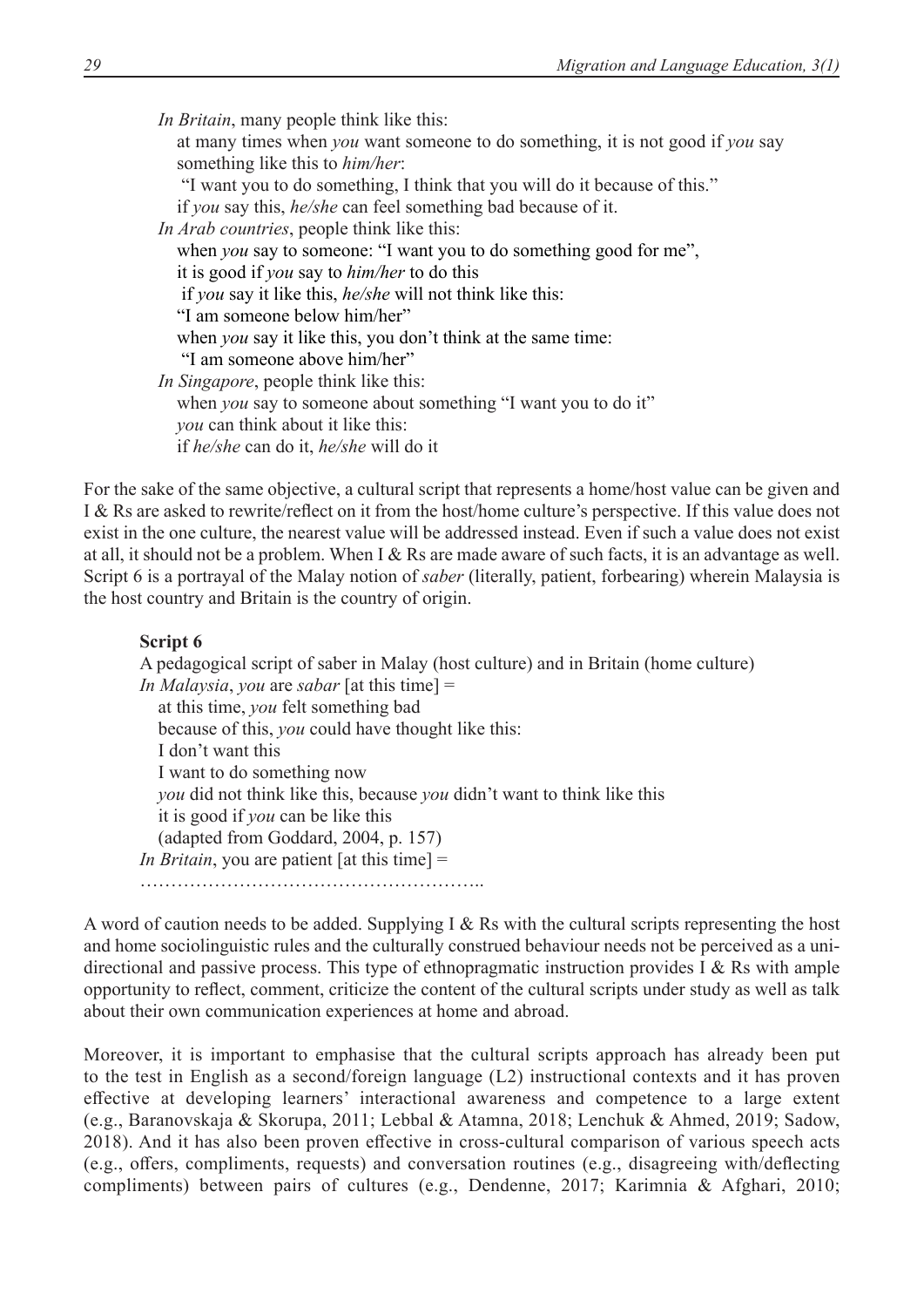*In Britain*, many people think like this:
at many times when *you* want someone to do something, it is not good if *you* say something like this to *him/her*:
"I want you to do something, I think that you will do it because of this."
if *you* say this, *he/she* can feel something bad because of it.
*In Arab countries*, people think like this:
when *you* say to someone: "I want you to do something good for me",
it is good if *you* say to *him/her* to do this
if *you* say it like this, *he/she* will not think like this:
"I am someone below him/her"
when *you* say it like this, you don't think at the same time:
"I am someone above him/her"
*In Singapore*, people think like this:
when *you* say to someone about something "I want you to do it"
*you* can think about it like this:
if *he/she* can do it, *he/she* will do it

For the sake of the same objective, a cultural script that represents a home/host value can be given and I & Rs are asked to rewrite/reflect on it from the host/home culture's perspective. If this value does not exist in the one culture, the nearest value will be addressed instead. Even if such a value does not exist at all, it should not be a problem. When I & Rs are made aware of such facts, it is an advantage as well. Script 6 is a portrayal of the Malay notion of *saber* (literally, patient, forbearing) wherein Malaysia is the host country and Britain is the country of origin.

**Script 6**

A pedagogical script of saber in Malay (host culture) and in Britain (home culture)
*In Malaysia*, *you* are *sabar* [at this time] =
at this time, *you* felt something bad
because of this, *you* could have thought like this:
I don't want this
I want to do something now
*you* did not think like this, because *you* didn't want to think like this
it is good if *you* can be like this
(adapted from Goddard, 2004, p. 157)
*In Britain*, you are patient [at this time] =
………………………………………………..

A word of caution needs to be added. Supplying I & Rs with the cultural scripts representing the host and home sociolinguistic rules and the culturally construed behaviour needs not be perceived as a unidirectional and passive process. This type of ethnopragmatic instruction provides I & Rs with ample opportunity to reflect, comment, criticize the content of the cultural scripts under study as well as talk about their own communication experiences at home and abroad.

Moreover, it is important to emphasise that the cultural scripts approach has already been put to the test in English as a second/foreign language (L2) instructional contexts and it has proven effective at developing learners' interactional awareness and competence to a large extent (e.g., Baranovskaja & Skorupa, 2011; Lebbal & Atamna, 2018; Lenchuk & Ahmed, 2019; Sadow, 2018). And it has also been proven effective in cross-cultural comparison of various speech acts (e.g., offers, compliments, requests) and conversation routines (e.g., disagreeing with/deflecting compliments) between pairs of cultures (e.g., Dendenne, 2017; Karimnia & Afghari, 2010;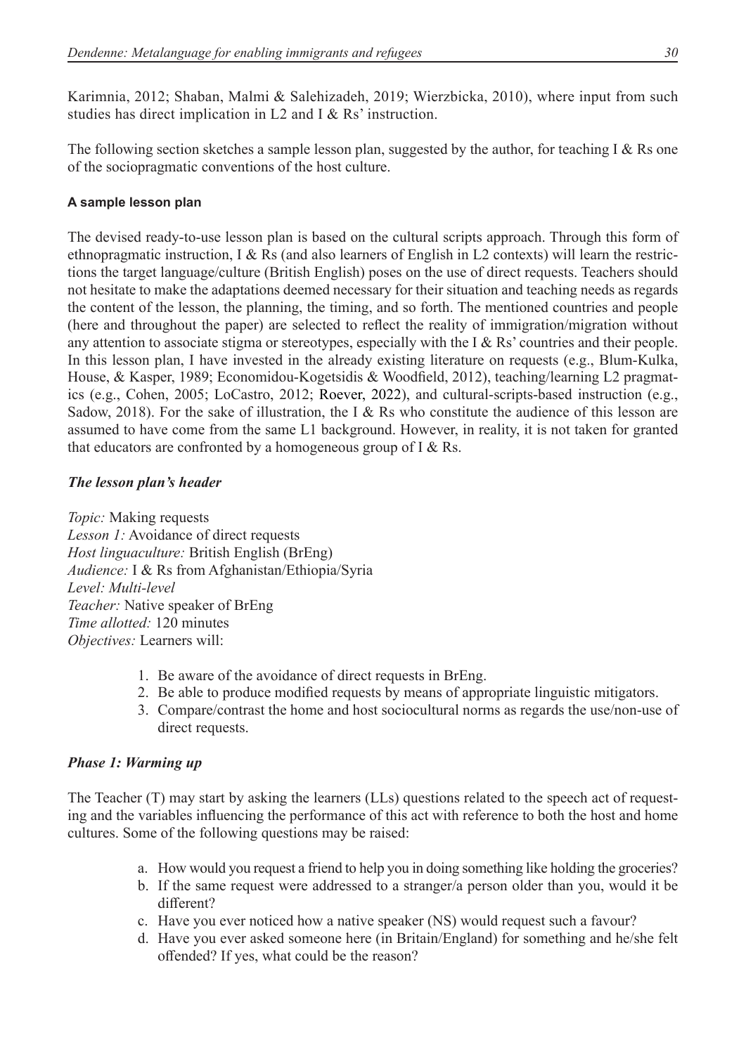Karimnia, 2012; Shaban, Malmi & Salehizadeh, 2019; Wierzbicka, 2010), where input from such studies has direct implication in L2 and I & Rs' instruction.

The following section sketches a sample lesson plan, suggested by the author, for teaching I & Rs one of the sociopragmatic conventions of the host culture.

#### A sample lesson plan

The devised ready-to-use lesson plan is based on the cultural scripts approach. Through this form of ethnopragmatic instruction, I & Rs (and also learners of English in L2 contexts) will learn the restrictions the target language/culture (British English) poses on the use of direct requests. Teachers should not hesitate to make the adaptations deemed necessary for their situation and teaching needs as regards the content of the lesson, the planning, the timing, and so forth. The mentioned countries and people (here and throughout the paper) are selected to reflect the reality of immigration/migration without any attention to associate stigma or stereotypes, especially with the I & Rs' countries and their people. In this lesson plan, I have invested in the already existing literature on requests (e.g., Blum-Kulka, House, & Kasper, 1989; Economidou-Kogetsidis & Woodfield, 2012), teaching/learning L2 pragmatics (e.g., Cohen, 2005; LoCastro, 2012; Roever, 2022), and cultural-scripts-based instruction (e.g., Sadow, 2018). For the sake of illustration, the I & Rs who constitute the audience of this lesson are assumed to have come from the same L1 background. However, in reality, it is not taken for granted that educators are confronted by a homogeneous group of I & Rs.

##### *The lesson plan's header*

*Topic:* Making requests
*Lesson 1:* Avoidance of direct requests
*Host linguaculture:* British English (BrEng)
*Audience:* I & Rs from Afghanistan/Ethiopia/Syria
*Level: Multi-level*
*Teacher:* Native speaker of BrEng
*Time allotted:* 120 minutes
*Objectives:* Learners will:

1. Be aware of the avoidance of direct requests in BrEng.
2. Be able to produce modified requests by means of appropriate linguistic mitigators.
3. Compare/contrast the home and host sociocultural norms as regards the use/non-use of direct requests.

##### *Phase 1: Warming up*

The Teacher (T) may start by asking the learners (LLs) questions related to the speech act of requesting and the variables influencing the performance of this act with reference to both the host and home cultures. Some of the following questions may be raised:

a. How would you request a friend to help you in doing something like holding the groceries?
b. If the same request were addressed to a stranger/a person older than you, would it be different?
c. Have you ever noticed how a native speaker (NS) would request such a favour?
d. Have you ever asked someone here (in Britain/England) for something and he/she felt offended? If yes, what could be the reason?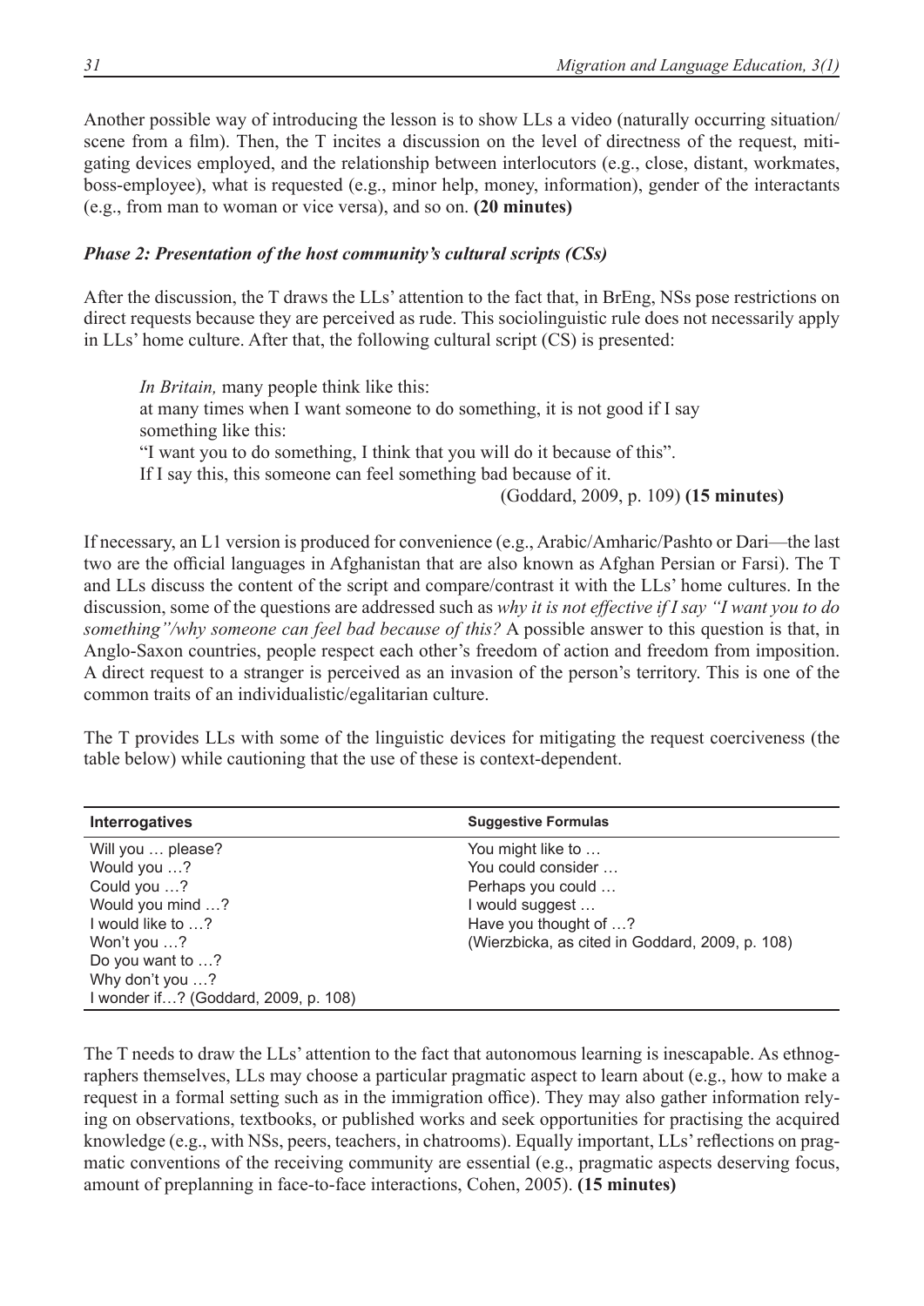Another possible way of introducing the lesson is to show LLs a video (naturally occurring situation/scene from a film). Then, the T incites a discussion on the level of directness of the request, mitigating devices employed, and the relationship between interlocutors (e.g., close, distant, workmates, boss-employee), what is requested (e.g., minor help, money, information), gender of the interactants (e.g., from man to woman or vice versa), and so on. **(20 minutes)**

#### *Phase 2: Presentation of the host community's cultural scripts (CSs)*

After the discussion, the T draws the LLs' attention to the fact that, in BrEng, NSs pose restrictions on direct requests because they are perceived as rude. This sociolinguistic rule does not necessarily apply in LLs' home culture. After that, the following cultural script (CS) is presented:

> *In Britain,* many people think like this:
> at many times when I want someone to do something, it is not good if I say something like this:
> "I want you to do something, I think that you will do it because of this".
> If I say this, this someone can feel something bad because of it.
> (Goddard, 2009, p. 109) **(15 minutes)**

If necessary, an L1 version is produced for convenience (e.g., Arabic/Amharic/Pashto or Dari—the last two are the official languages in Afghanistan that are also known as Afghan Persian or Farsi). The T and LLs discuss the content of the script and compare/contrast it with the LLs' home cultures. In the discussion, some of the questions are addressed such as *why it is not effective if I say "I want you to do something"/why someone can feel bad because of this?* A possible answer to this question is that, in Anglo-Saxon countries, people respect each other's freedom of action and freedom from imposition. A direct request to a stranger is perceived as an invasion of the person's territory. This is one of the common traits of an individualistic/egalitarian culture.

The T provides LLs with some of the linguistic devices for mitigating the request coerciveness (the table below) while cautioning that the use of these is context-dependent.

| **Interrogatives** | **Suggestive Formulas** |
|---|---|
| Will you … please? | You might like to … |
| Would you …? | You could consider … |
| Could you …? | Perhaps you could … |
| Would you mind …? | I would suggest … |
| I would like to …? | Have you thought of …? |
| Won't you …? | (Wierzbicka, as cited in Goddard, 2009, p. 108) |
| Do you want to …? | |
| Why don't you …? | |
| I wonder if…? (Goddard, 2009, p. 108) | |

The T needs to draw the LLs' attention to the fact that autonomous learning is inescapable. As ethnographers themselves, LLs may choose a particular pragmatic aspect to learn about (e.g., how to make a request in a formal setting such as in the immigration office). They may also gather information relying on observations, textbooks, or published works and seek opportunities for practising the acquired knowledge (e.g., with NSs, peers, teachers, in chatrooms). Equally important, LLs' reflections on pragmatic conventions of the receiving community are essential (e.g., pragmatic aspects deserving focus, amount of preplanning in face-to-face interactions, Cohen, 2005). **(15 minutes)**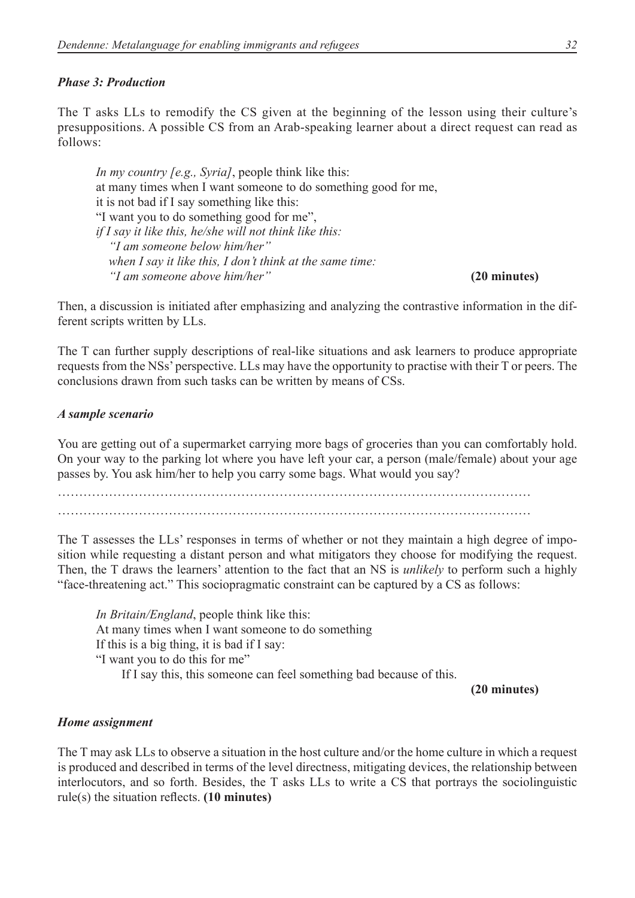### *Phase 3: Production*

The T asks LLs to remodify the CS given at the beginning of the lesson using their culture's presuppositions. A possible CS from an Arab-speaking learner about a direct request can read as follows:

> *In my country [e.g., Syria]*, people think like this:
> at many times when I want someone to do something good for me,
> it is not bad if I say something like this:
> "I want you to do something good for me",
> *if I say it like this, he/she will not think like this:*
> *"I am someone below him/her"*
> *when I say it like this, I don't think at the same time:*
> *"I am someone above him/her"* **(20 minutes)**

Then, a discussion is initiated after emphasizing and analyzing the contrastive information in the different scripts written by LLs.

The T can further supply descriptions of real-like situations and ask learners to produce appropriate requests from the NSs' perspective. LLs may have the opportunity to practise with their T or peers. The conclusions drawn from such tasks can be written by means of CSs.

### *A sample scenario*

You are getting out of a supermarket carrying more bags of groceries than you can comfortably hold. On your way to the parking lot where you have left your car, a person (male/female) about your age passes by. You ask him/her to help you carry some bags. What would you say?

……………………………………………………………………………………………………
……………………………………………………………………………………………………

The T assesses the LLs' responses in terms of whether or not they maintain a high degree of imposition while requesting a distant person and what mitigators they choose for modifying the request. Then, the T draws the learners' attention to the fact that an NS is *unlikely* to perform such a highly "face-threatening act." This sociopragmatic constraint can be captured by a CS as follows:

> *In Britain/England*, people think like this:
> At many times when I want someone to do something
> If this is a big thing, it is bad if I say:
> "I want you to do this for me"
> If I say this, this someone can feel something bad because of this.
>
> **(20 minutes)**

### *Home assignment*

The T may ask LLs to observe a situation in the host culture and/or the home culture in which a request is produced and described in terms of the level directness, mitigating devices, the relationship between interlocutors, and so forth. Besides, the T asks LLs to write a CS that portrays the sociolinguistic rule(s) the situation reflects. **(10 minutes)**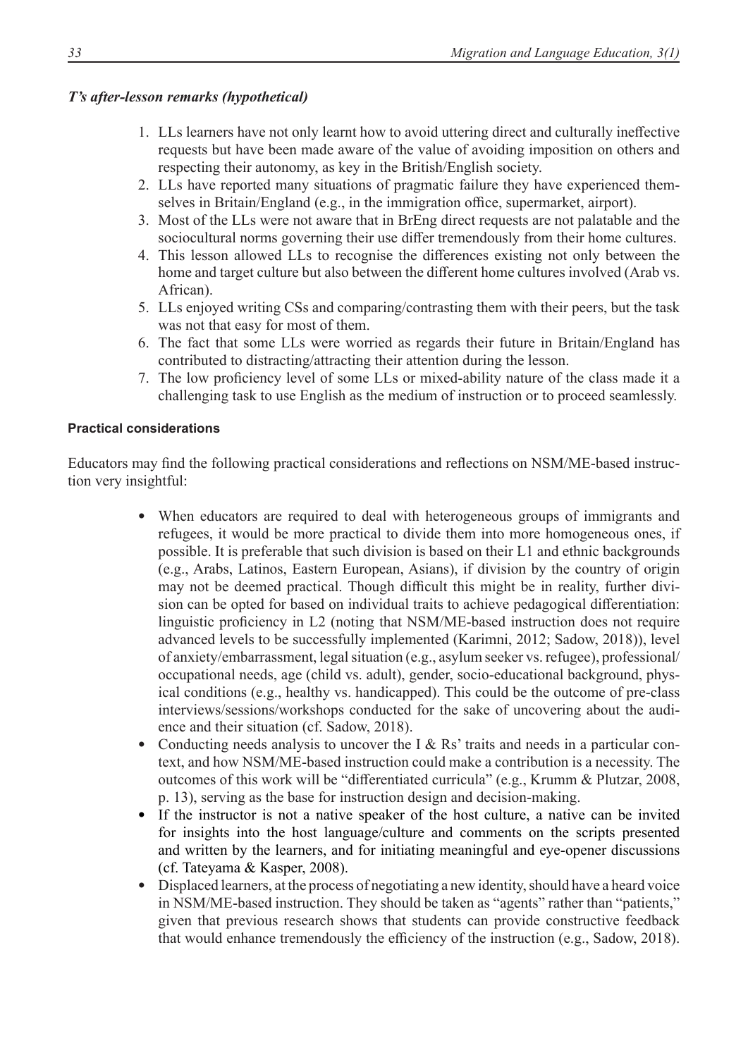### *T's after-lesson remarks (hypothetical)*

1. LLs learners have not only learnt how to avoid uttering direct and culturally ineffective requests but have been made aware of the value of avoiding imposition on others and respecting their autonomy, as key in the British/English society.
2. LLs have reported many situations of pragmatic failure they have experienced themselves in Britain/England (e.g., in the immigration office, supermarket, airport).
3. Most of the LLs were not aware that in BrEng direct requests are not palatable and the sociocultural norms governing their use differ tremendously from their home cultures.
4. This lesson allowed LLs to recognise the differences existing not only between the home and target culture but also between the different home cultures involved (Arab vs. African).
5. LLs enjoyed writing CSs and comparing/contrasting them with their peers, but the task was not that easy for most of them.
6. The fact that some LLs were worried as regards their future in Britain/England has contributed to distracting/attracting their attention during the lesson.
7. The low proficiency level of some LLs or mixed-ability nature of the class made it a challenging task to use English as the medium of instruction or to proceed seamlessly.

#### Practical considerations

Educators may find the following practical considerations and reflections on NSM/ME-based instruction very insightful:

- When educators are required to deal with heterogeneous groups of immigrants and refugees, it would be more practical to divide them into more homogeneous ones, if possible. It is preferable that such division is based on their L1 and ethnic backgrounds (e.g., Arabs, Latinos, Eastern European, Asians), if division by the country of origin may not be deemed practical. Though difficult this might be in reality, further division can be opted for based on individual traits to achieve pedagogical differentiation: linguistic proficiency in L2 (noting that NSM/ME-based instruction does not require advanced levels to be successfully implemented (Karimni, 2012; Sadow, 2018)), level of anxiety/embarrassment, legal situation (e.g., asylum seeker vs. refugee), professional/occupational needs, age (child vs. adult), gender, socio-educational background, physical conditions (e.g., healthy vs. handicapped). This could be the outcome of pre-class interviews/sessions/workshops conducted for the sake of uncovering about the audience and their situation (cf. Sadow, 2018).
- Conducting needs analysis to uncover the I & Rs' traits and needs in a particular context, and how NSM/ME-based instruction could make a contribution is a necessity. The outcomes of this work will be "differentiated curricula" (e.g., Krumm & Plutzar, 2008, p. 13), serving as the base for instruction design and decision-making.
- If the instructor is not a native speaker of the host culture, a native can be invited for insights into the host language/culture and comments on the scripts presented and written by the learners, and for initiating meaningful and eye-opener discussions (cf. Tateyama & Kasper, 2008).
- Displaced learners, at the process of negotiating a new identity, should have a heard voice in NSM/ME-based instruction. They should be taken as "agents" rather than "patients," given that previous research shows that students can provide constructive feedback that would enhance tremendously the efficiency of the instruction (e.g., Sadow, 2018).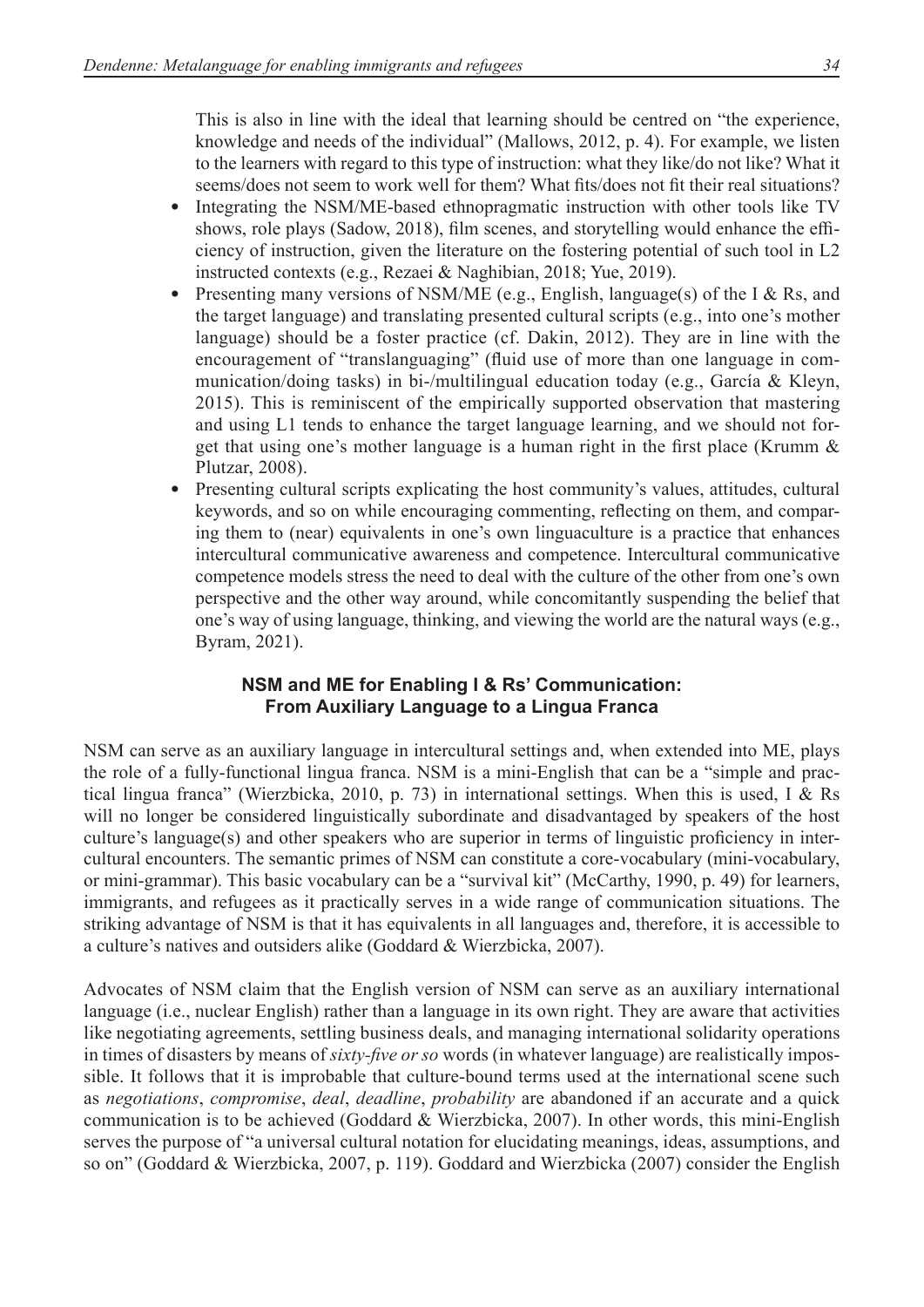This is also in line with the ideal that learning should be centred on "the experience, knowledge and needs of the individual" (Mallows, 2012, p. 4). For example, we listen to the learners with regard to this type of instruction: what they like/do not like? What it seems/does not seem to work well for them? What fits/does not fit their real situations?

- Integrating the NSM/ME-based ethnopragmatic instruction with other tools like TV shows, role plays (Sadow, 2018), film scenes, and storytelling would enhance the efficiency of instruction, given the literature on the fostering potential of such tool in L2 instructed contexts (e.g., Rezaei & Naghibian, 2018; Yue, 2019).
- Presenting many versions of NSM/ME (e.g., English, language(s) of the I & Rs, and the target language) and translating presented cultural scripts (e.g., into one's mother language) should be a foster practice (cf. Dakin, 2012). They are in line with the encouragement of "translanguaging" (fluid use of more than one language in communication/doing tasks) in bi-/multilingual education today (e.g., García & Kleyn, 2015). This is reminiscent of the empirically supported observation that mastering and using L1 tends to enhance the target language learning, and we should not forget that using one's mother language is a human right in the first place (Krumm & Plutzar, 2008).
- Presenting cultural scripts explicating the host community's values, attitudes, cultural keywords, and so on while encouraging commenting, reflecting on them, and comparing them to (near) equivalents in one's own linguaculture is a practice that enhances intercultural communicative awareness and competence. Intercultural communicative competence models stress the need to deal with the culture of the other from one's own perspective and the other way around, while concomitantly suspending the belief that one's way of using language, thinking, and viewing the world are the natural ways (e.g., Byram, 2021).

## NSM and ME for Enabling I & Rs' Communication: From Auxiliary Language to a Lingua Franca

NSM can serve as an auxiliary language in intercultural settings and, when extended into ME, plays the role of a fully-functional lingua franca. NSM is a mini-English that can be a "simple and practical lingua franca" (Wierzbicka, 2010, p. 73) in international settings. When this is used, I & Rs will no longer be considered linguistically subordinate and disadvantaged by speakers of the host culture's language(s) and other speakers who are superior in terms of linguistic proficiency in intercultural encounters. The semantic primes of NSM can constitute a core-vocabulary (mini-vocabulary, or mini-grammar). This basic vocabulary can be a "survival kit" (McCarthy, 1990, p. 49) for learners, immigrants, and refugees as it practically serves in a wide range of communication situations. The striking advantage of NSM is that it has equivalents in all languages and, therefore, it is accessible to a culture's natives and outsiders alike (Goddard & Wierzbicka, 2007).

Advocates of NSM claim that the English version of NSM can serve as an auxiliary international language (i.e., nuclear English) rather than a language in its own right. They are aware that activities like negotiating agreements, settling business deals, and managing international solidarity operations in times of disasters by means of *sixty-five or so* words (in whatever language) are realistically impossible. It follows that it is improbable that culture-bound terms used at the international scene such as *negotiations*, *compromise*, *deal*, *deadline*, *probability* are abandoned if an accurate and a quick communication is to be achieved (Goddard & Wierzbicka, 2007). In other words, this mini-English serves the purpose of "a universal cultural notation for elucidating meanings, ideas, assumptions, and so on" (Goddard & Wierzbicka, 2007, p. 119). Goddard and Wierzbicka (2007) consider the English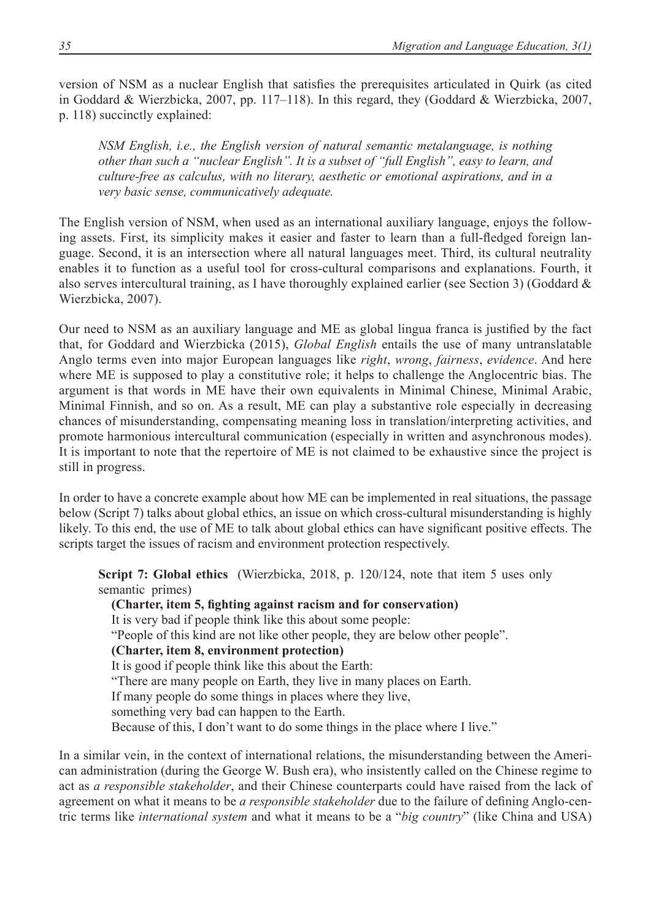version of NSM as a nuclear English that satisfies the prerequisites articulated in Quirk (as cited in Goddard & Wierzbicka, 2007, pp. 117–118). In this regard, they (Goddard & Wierzbicka, 2007, p. 118) succinctly explained:

> *NSM English, i.e., the English version of natural semantic metalanguage, is nothing other than such a "nuclear English". It is a subset of "full English", easy to learn, and culture-free as calculus, with no literary, aesthetic or emotional aspirations, and in a very basic sense, communicatively adequate.*

The English version of NSM, when used as an international auxiliary language, enjoys the following assets. First, its simplicity makes it easier and faster to learn than a full-fledged foreign language. Second, it is an intersection where all natural languages meet. Third, its cultural neutrality enables it to function as a useful tool for cross-cultural comparisons and explanations. Fourth, it also serves intercultural training, as I have thoroughly explained earlier (see Section 3) (Goddard & Wierzbicka, 2007).

Our need to NSM as an auxiliary language and ME as global lingua franca is justified by the fact that, for Goddard and Wierzbicka (2015), *Global English* entails the use of many untranslatable Anglo terms even into major European languages like *right*, *wrong*, *fairness*, *evidence*. And here where ME is supposed to play a constitutive role; it helps to challenge the Anglocentric bias. The argument is that words in ME have their own equivalents in Minimal Chinese, Minimal Arabic, Minimal Finnish, and so on. As a result, ME can play a substantive role especially in decreasing chances of misunderstanding, compensating meaning loss in translation/interpreting activities, and promote harmonious intercultural communication (especially in written and asynchronous modes). It is important to note that the repertoire of ME is not claimed to be exhaustive since the project is still in progress.

In order to have a concrete example about how ME can be implemented in real situations, the passage below (Script 7) talks about global ethics, an issue on which cross-cultural misunderstanding is highly likely. To this end, the use of ME to talk about global ethics can have significant positive effects. The scripts target the issues of racism and environment protection respectively.

> **Script 7: Global ethics** (Wierzbicka, 2018, p. 120/124, note that item 5 uses only semantic primes)
>
> **(Charter, item 5, fighting against racism and for conservation)**
> It is very bad if people think like this about some people:
> "People of this kind are not like other people, they are below other people".
> **(Charter, item 8, environment protection)**
> It is good if people think like this about the Earth:
> "There are many people on Earth, they live in many places on Earth.
> If many people do some things in places where they live,
> something very bad can happen to the Earth.
> Because of this, I don't want to do some things in the place where I live."

In a similar vein, in the context of international relations, the misunderstanding between the American administration (during the George W. Bush era), who insistently called on the Chinese regime to act as *a responsible stakeholder*, and their Chinese counterparts could have raised from the lack of agreement on what it means to be *a responsible stakeholder* due to the failure of defining Anglo-centric terms like *international system* and what it means to be a "*big country*" (like China and USA)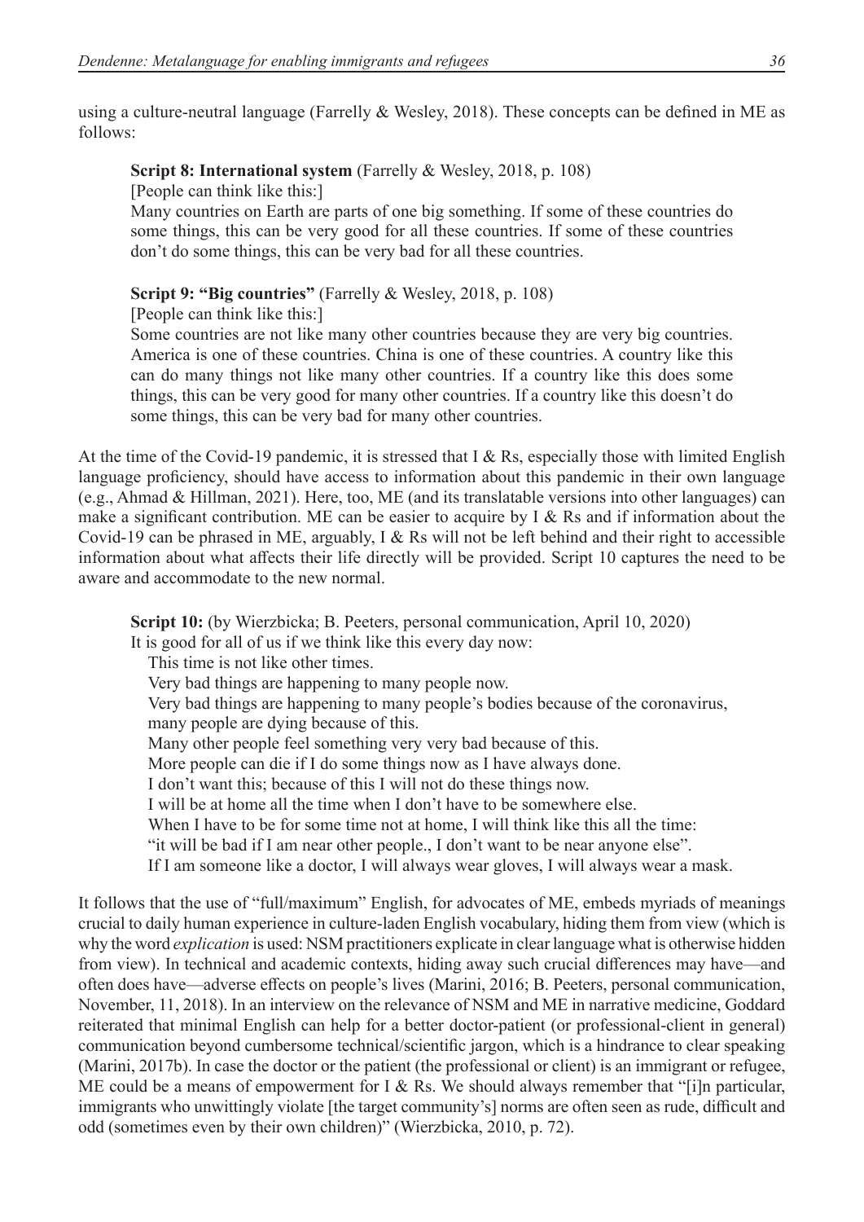using a culture-neutral language (Farrelly & Wesley, 2018). These concepts can be defined in ME as follows:

> **Script 8: International system** (Farrelly & Wesley, 2018, p. 108)
> [People can think like this:]
> Many countries on Earth are parts of one big something. If some of these countries do some things, this can be very good for all these countries. If some of these countries don't do some things, this can be very bad for all these countries.

> **Script 9: "Big countries"** (Farrelly & Wesley, 2018, p. 108)
> [People can think like this:]
> Some countries are not like many other countries because they are very big countries. America is one of these countries. China is one of these countries. A country like this can do many things not like many other countries. If a country like this does some things, this can be very good for many other countries. If a country like this doesn't do some things, this can be very bad for many other countries.

At the time of the Covid-19 pandemic, it is stressed that I & Rs, especially those with limited English language proficiency, should have access to information about this pandemic in their own language (e.g., Ahmad & Hillman, 2021). Here, too, ME (and its translatable versions into other languages) can make a significant contribution. ME can be easier to acquire by I & Rs and if information about the Covid-19 can be phrased in ME, arguably, I & Rs will not be left behind and their right to accessible information about what affects their life directly will be provided. Script 10 captures the need to be aware and accommodate to the new normal.

> **Script 10:** (by Wierzbicka; B. Peeters, personal communication, April 10, 2020)
> It is good for all of us if we think like this every day now:
> This time is not like other times.
> Very bad things are happening to many people now.
> Very bad things are happening to many people's bodies because of the coronavirus, many people are dying because of this.
> Many other people feel something very very bad because of this.
> More people can die if I do some things now as I have always done.
> I don't want this; because of this I will not do these things now.
> I will be at home all the time when I don't have to be somewhere else.
> When I have to be for some time not at home, I will think like this all the time:
> "it will be bad if I am near other people., I don't want to be near anyone else".
> If I am someone like a doctor, I will always wear gloves, I will always wear a mask.

It follows that the use of "full/maximum" English, for advocates of ME, embeds myriads of meanings crucial to daily human experience in culture-laden English vocabulary, hiding them from view (which is why the word *explication* is used: NSM practitioners explicate in clear language what is otherwise hidden from view). In technical and academic contexts, hiding away such crucial differences may have—and often does have—adverse effects on people's lives (Marini, 2016; B. Peeters, personal communication, November, 11, 2018). In an interview on the relevance of NSM and ME in narrative medicine, Goddard reiterated that minimal English can help for a better doctor-patient (or professional-client in general) communication beyond cumbersome technical/scientific jargon, which is a hindrance to clear speaking (Marini, 2017b). In case the doctor or the patient (the professional or client) is an immigrant or refugee, ME could be a means of empowerment for I & Rs. We should always remember that "[i]n particular, immigrants who unwittingly violate [the target community's] norms are often seen as rude, difficult and odd (sometimes even by their own children)" (Wierzbicka, 2010, p. 72).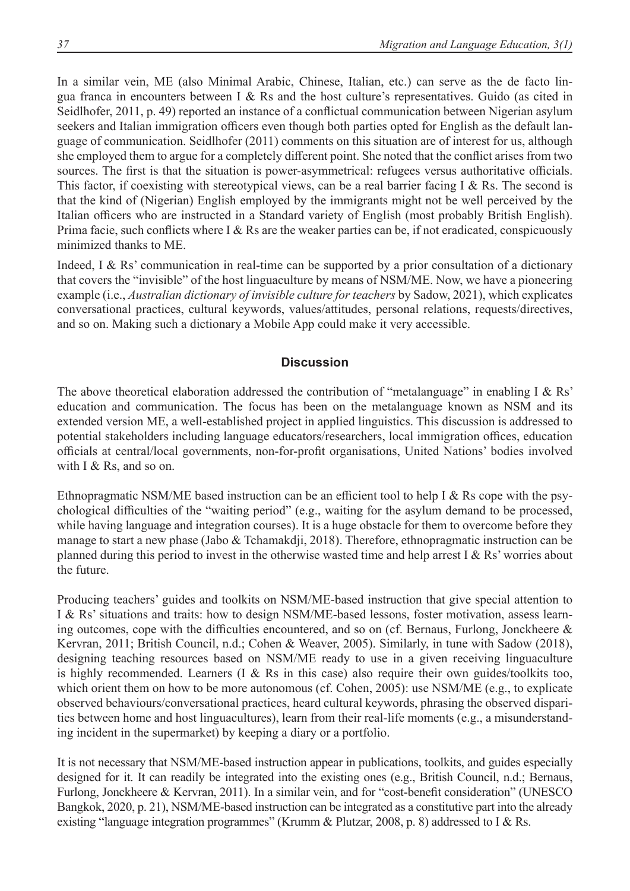In a similar vein, ME (also Minimal Arabic, Chinese, Italian, etc.) can serve as the de facto lingua franca in encounters between I & Rs and the host culture's representatives. Guido (as cited in Seidlhofer, 2011, p. 49) reported an instance of a conflictual communication between Nigerian asylum seekers and Italian immigration officers even though both parties opted for English as the default language of communication. Seidlhofer (2011) comments on this situation are of interest for us, although she employed them to argue for a completely different point. She noted that the conflict arises from two sources. The first is that the situation is power-asymmetrical: refugees versus authoritative officials. This factor, if coexisting with stereotypical views, can be a real barrier facing I & Rs. The second is that the kind of (Nigerian) English employed by the immigrants might not be well perceived by the Italian officers who are instructed in a Standard variety of English (most probably British English). Prima facie, such conflicts where I & Rs are the weaker parties can be, if not eradicated, conspicuously minimized thanks to ME.

Indeed, I & Rs' communication in real-time can be supported by a prior consultation of a dictionary that covers the "invisible" of the host linguaculture by means of NSM/ME. Now, we have a pioneering example (i.e., *Australian dictionary of invisible culture for teachers* by Sadow, 2021), which explicates conversational practices, cultural keywords, values/attitudes, personal relations, requests/directives, and so on. Making such a dictionary a Mobile App could make it very accessible.

## Discussion

The above theoretical elaboration addressed the contribution of "metalanguage" in enabling I & Rs' education and communication. The focus has been on the metalanguage known as NSM and its extended version ME, a well-established project in applied linguistics. This discussion is addressed to potential stakeholders including language educators/researchers, local immigration offices, education officials at central/local governments, non-for-profit organisations, United Nations' bodies involved with I & Rs, and so on.

Ethnopragmatic NSM/ME based instruction can be an efficient tool to help I & Rs cope with the psychological difficulties of the "waiting period" (e.g., waiting for the asylum demand to be processed, while having language and integration courses). It is a huge obstacle for them to overcome before they manage to start a new phase (Jabo & Tchamakdji, 2018). Therefore, ethnopragmatic instruction can be planned during this period to invest in the otherwise wasted time and help arrest I & Rs' worries about the future.

Producing teachers' guides and toolkits on NSM/ME-based instruction that give special attention to I & Rs' situations and traits: how to design NSM/ME-based lessons, foster motivation, assess learning outcomes, cope with the difficulties encountered, and so on (cf. Bernaus, Furlong, Jonckheere & Kervran, 2011; British Council, n.d.; Cohen & Weaver, 2005). Similarly, in tune with Sadow (2018), designing teaching resources based on NSM/ME ready to use in a given receiving linguaculture is highly recommended. Learners (I & Rs in this case) also require their own guides/toolkits too, which orient them on how to be more autonomous (cf. Cohen, 2005): use NSM/ME (e.g., to explicate observed behaviours/conversational practices, heard cultural keywords, phrasing the observed disparities between home and host linguacultures), learn from their real-life moments (e.g., a misunderstanding incident in the supermarket) by keeping a diary or a portfolio.

It is not necessary that NSM/ME-based instruction appear in publications, toolkits, and guides especially designed for it. It can readily be integrated into the existing ones (e.g., British Council, n.d.; Bernaus, Furlong, Jonckheere & Kervran, 2011). In a similar vein, and for "cost-benefit consideration" (UNESCO Bangkok, 2020, p. 21), NSM/ME-based instruction can be integrated as a constitutive part into the already existing "language integration programmes" (Krumm & Plutzar, 2008, p. 8) addressed to I & Rs.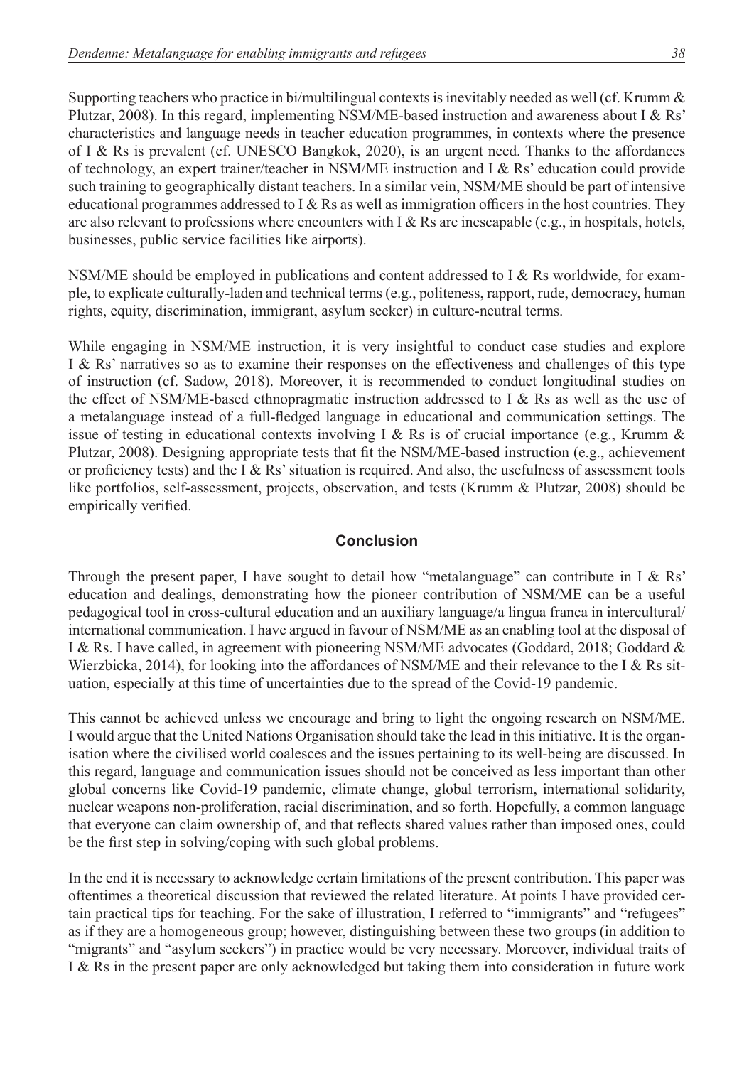Supporting teachers who practice in bi/multilingual contexts is inevitably needed as well (cf. Krumm & Plutzar, 2008). In this regard, implementing NSM/ME-based instruction and awareness about I & Rs' characteristics and language needs in teacher education programmes, in contexts where the presence of I & Rs is prevalent (cf. UNESCO Bangkok, 2020), is an urgent need. Thanks to the affordances of technology, an expert trainer/teacher in NSM/ME instruction and I & Rs' education could provide such training to geographically distant teachers. In a similar vein, NSM/ME should be part of intensive educational programmes addressed to I & Rs as well as immigration officers in the host countries. They are also relevant to professions where encounters with I & Rs are inescapable (e.g., in hospitals, hotels, businesses, public service facilities like airports).

NSM/ME should be employed in publications and content addressed to I & Rs worldwide, for example, to explicate culturally-laden and technical terms (e.g., politeness, rapport, rude, democracy, human rights, equity, discrimination, immigrant, asylum seeker) in culture-neutral terms.

While engaging in NSM/ME instruction, it is very insightful to conduct case studies and explore I & Rs' narratives so as to examine their responses on the effectiveness and challenges of this type of instruction (cf. Sadow, 2018). Moreover, it is recommended to conduct longitudinal studies on the effect of NSM/ME-based ethnopragmatic instruction addressed to I & Rs as well as the use of a metalanguage instead of a full-fledged language in educational and communication settings. The issue of testing in educational contexts involving I & Rs is of crucial importance (e.g., Krumm & Plutzar, 2008). Designing appropriate tests that fit the NSM/ME-based instruction (e.g., achievement or proficiency tests) and the I & Rs' situation is required. And also, the usefulness of assessment tools like portfolios, self-assessment, projects, observation, and tests (Krumm & Plutzar, 2008) should be empirically verified.

## Conclusion

Through the present paper, I have sought to detail how "metalanguage" can contribute in I & Rs' education and dealings, demonstrating how the pioneer contribution of NSM/ME can be a useful pedagogical tool in cross-cultural education and an auxiliary language/a lingua franca in intercultural/international communication. I have argued in favour of NSM/ME as an enabling tool at the disposal of I & Rs. I have called, in agreement with pioneering NSM/ME advocates (Goddard, 2018; Goddard & Wierzbicka, 2014), for looking into the affordances of NSM/ME and their relevance to the I & Rs situation, especially at this time of uncertainties due to the spread of the Covid-19 pandemic.

This cannot be achieved unless we encourage and bring to light the ongoing research on NSM/ME. I would argue that the United Nations Organisation should take the lead in this initiative. It is the organisation where the civilised world coalesces and the issues pertaining to its well-being are discussed. In this regard, language and communication issues should not be conceived as less important than other global concerns like Covid-19 pandemic, climate change, global terrorism, international solidarity, nuclear weapons non-proliferation, racial discrimination, and so forth. Hopefully, a common language that everyone can claim ownership of, and that reflects shared values rather than imposed ones, could be the first step in solving/coping with such global problems.

In the end it is necessary to acknowledge certain limitations of the present contribution. This paper was oftentimes a theoretical discussion that reviewed the related literature. At points I have provided certain practical tips for teaching. For the sake of illustration, I referred to "immigrants" and "refugees" as if they are a homogeneous group; however, distinguishing between these two groups (in addition to "migrants" and "asylum seekers") in practice would be very necessary. Moreover, individual traits of I & Rs in the present paper are only acknowledged but taking them into consideration in future work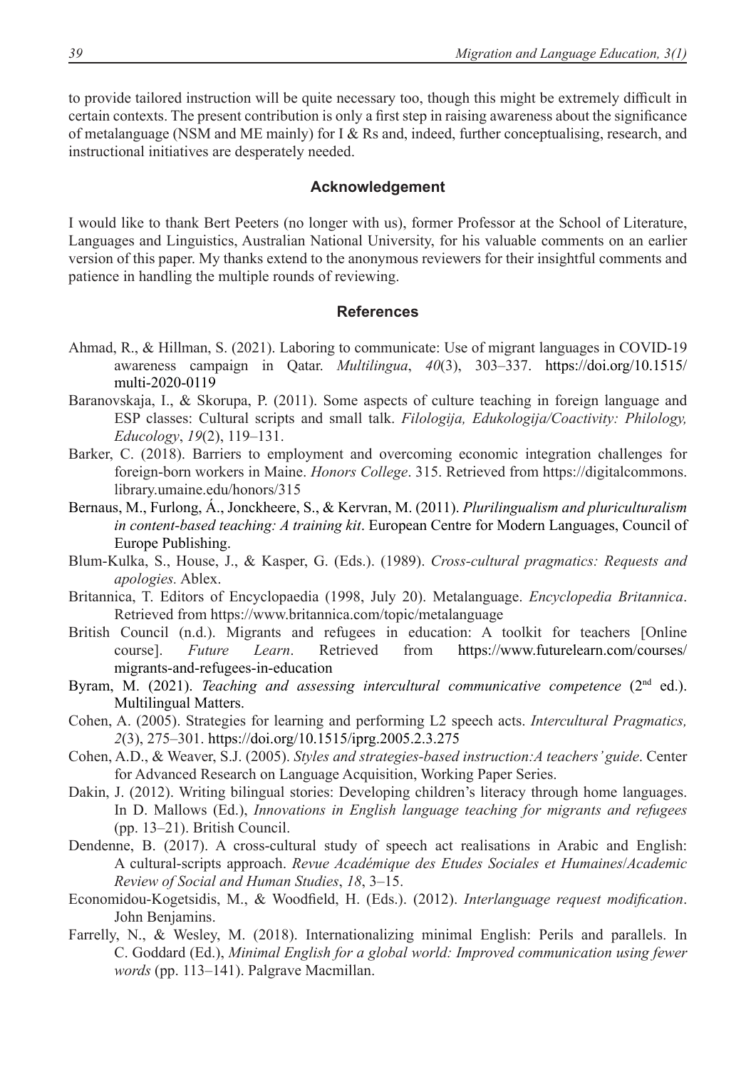to provide tailored instruction will be quite necessary too, though this might be extremely difficult in certain contexts. The present contribution is only a first step in raising awareness about the significance of metalanguage (NSM and ME mainly) for I & Rs and, indeed, further conceptualising, research, and instructional initiatives are desperately needed.

## Acknowledgement

I would like to thank Bert Peeters (no longer with us), former Professor at the School of Literature, Languages and Linguistics, Australian National University, for his valuable comments on an earlier version of this paper. My thanks extend to the anonymous reviewers for their insightful comments and patience in handling the multiple rounds of reviewing.

## References

Ahmad, R., & Hillman, S. (2021). Laboring to communicate: Use of migrant languages in COVID-19 awareness campaign in Qatar. *Multilingua*, *40*(3), 303–337. https://doi.org/10.1515/multi-2020-0119

Baranovskaja, I., & Skorupa, P. (2011). Some aspects of culture teaching in foreign language and ESP classes: Cultural scripts and small talk. *Filologija, Edukologija/Coactivity: Philology, Educology*, *19*(2), 119–131.

Barker, C. (2018). Barriers to employment and overcoming economic integration challenges for foreign-born workers in Maine. *Honors College*. 315. Retrieved from https://digitalcommons.library.umaine.edu/honors/315

Bernaus, M., Furlong, Á., Jonckheere, S., & Kervran, M. (2011). *Plurilingualism and pluriculturalism in content-based teaching: A training kit*. European Centre for Modern Languages, Council of Europe Publishing.

Blum-Kulka, S., House, J., & Kasper, G. (Eds.). (1989). *Cross-cultural pragmatics: Requests and apologies.* Ablex.

Britannica, T. Editors of Encyclopaedia (1998, July 20). Metalanguage. *Encyclopedia Britannica*. Retrieved from https://www.britannica.com/topic/metalanguage

British Council (n.d.). Migrants and refugees in education: A toolkit for teachers [Online course]. *Future Learn*. Retrieved from https://www.futurelearn.com/courses/migrants-and-refugees-in-education

Byram, M. (2021). *Teaching and assessing intercultural communicative competence* (2nd ed.). Multilingual Matters.

Cohen, A. (2005). Strategies for learning and performing L2 speech acts. *Intercultural Pragmatics, 2*(3), 275–301. https://doi.org/10.1515/iprg.2005.2.3.275

Cohen, A.D., & Weaver, S.J. (2005). *Styles and strategies-based instruction:A teachers' guide*. Center for Advanced Research on Language Acquisition, Working Paper Series.

Dakin, J. (2012). Writing bilingual stories: Developing children's literacy through home languages. In D. Mallows (Ed.), *Innovations in English language teaching for migrants and refugees* (pp. 13–21). British Council.

Dendenne, B. (2017). A cross-cultural study of speech act realisations in Arabic and English: A cultural-scripts approach. *Revue Académique des Etudes Sociales et Humaines/Academic Review of Social and Human Studies*, *18*, 3–15.

Economidou-Kogetsidis, M., & Woodfield, H. (Eds.). (2012). *Interlanguage request modification*. John Benjamins.

Farrelly, N., & Wesley, M. (2018). Internationalizing minimal English: Perils and parallels. In C. Goddard (Ed.), *Minimal English for a global world: Improved communication using fewer words* (pp. 113–141). Palgrave Macmillan.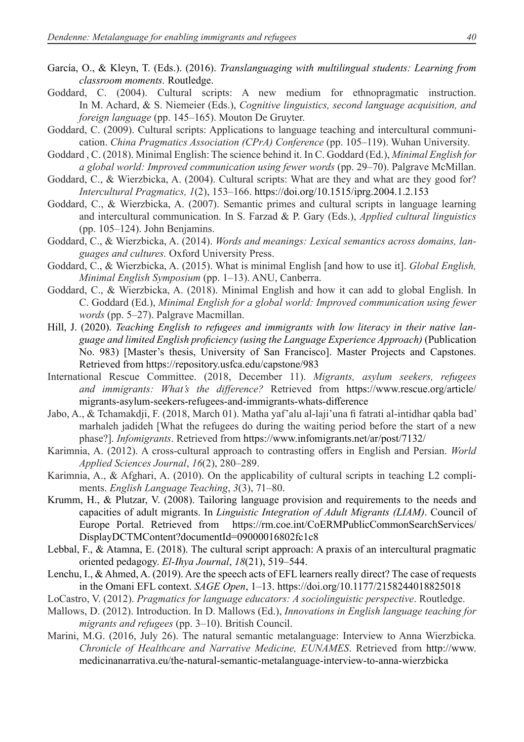García, O., & Kleyn, T. (Eds.). (2016). *Translanguaging with multilingual students: Learning from classroom moments.* Routledge.

Goddard, C. (2004). Cultural scripts: A new medium for ethnopragmatic instruction. In M. Achard, & S. Niemeier (Eds.), *Cognitive linguistics, second language acquisition, and foreign language* (pp. 145–165). Mouton De Gruyter.

Goddard, C. (2009). Cultural scripts: Applications to language teaching and intercultural communication. *China Pragmatics Association (CPrA) Conference* (pp. 105–119). Wuhan University.

Goddard , C. (2018). Minimal English: The science behind it. In C. Goddard (Ed.), *Minimal English for a global world: Improved communication using fewer words* (pp. 29–70). Palgrave McMillan.

Goddard, C., & Wierzbicka, A. (2004). Cultural scripts: What are they and what are they good for? *Intercultural Pragmatics, 1*(2), 153–166. https://doi.org/10.1515/iprg.2004.1.2.153

Goddard, C., & Wierzbicka, A. (2007). Semantic primes and cultural scripts in language learning and intercultural communication. In S. Farzad & P. Gary (Eds.), *Applied cultural linguistics* (pp. 105–124). John Benjamins.

Goddard, C., & Wierzbicka, A. (2014). *Words and meanings: Lexical semantics across domains, languages and cultures.* Oxford University Press.

Goddard, C., & Wierzbicka, A. (2015). What is minimal English [and how to use it]. *Global English, Minimal English Symposium* (pp. 1–13). ANU, Canberra.

Goddard, C., & Wierzbicka, A. (2018). Minimal English and how it can add to global English. In C. Goddard (Ed.), *Minimal English for a global world: Improved communication using fewer words* (pp. 5–27). Palgrave Macmillan.

Hill, J. (2020). *Teaching English to refugees and immigrants with low literacy in their native language and limited English proficiency (using the Language Experience Approach)* (Publication No. 983) [Master's thesis, University of San Francisco]. Master Projects and Capstones. Retrieved from https://repository.usfca.edu/capstone/983

International Rescue Committee. (2018, December 11). *Migrants, asylum seekers, refugees and immigrants: What's the difference?* Retrieved from https://www.rescue.org/article/migrants-asylum-seekers-refugees-and-immigrants-whats-difference

Jabo, A., & Tchamakdji, F. (2018, March 01). Matha yaf'alu al-laji'una fi fatrati al-intidhar qabla bad' marhaleh jadideh [What the refugees do during the waiting period before the start of a new phase?]. *Infomigrants*. Retrieved from https://www.infomigrants.net/ar/post/7132/

Karimnia, A. (2012). A cross-cultural approach to contrasting offers in English and Persian. *World Applied Sciences Journal*, *16*(2), 280–289.

Karimnia, A., & Afghari, A. (2010). On the applicability of cultural scripts in teaching L2 compliments. *English Language Teaching*, *3*(3), 71–80.

Krumm, H., & Plutzar, V. (2008). Tailoring language provision and requirements to the needs and capacities of adult migrants. In *Linguistic Integration of Adult Migrants (LIAM)*. Council of Europe Portal. Retrieved from https://rm.coe.int/CoERMPublicCommonSearchServices/DisplayDCTMContent?documentId=09000016802fc1c8

Lebbal, F., & Atamna, E. (2018). The cultural script approach: A praxis of an intercultural pragmatic oriented pedagogy. *El-Ihya Journal*, *18*(21), 519–544.

Lenchu, I., & Ahmed, A. (2019). Are the speech acts of EFL learners really direct? The case of requests in the Omani EFL context. *SAGE Open*, 1–13. https://doi.org/10.1177/2158244018825018

LoCastro, V. (2012). *Pragmatics for language educators: A sociolinguistic perspective*. Routledge.

Mallows, D. (2012). Introduction. In D. Mallows (Ed.), *Innovations in English language teaching for migrants and refugees* (pp. 3–10). British Council.

Marini, M.G. (2016, July 26). The natural semantic metalanguage: Interview to Anna Wierzbicka*. Chronicle of Healthcare and Narrative Medicine, EUNAMES*. Retrieved from http://www.medicinanarrativa.eu/the-natural-semantic-metalanguage-interview-to-anna-wierzbicka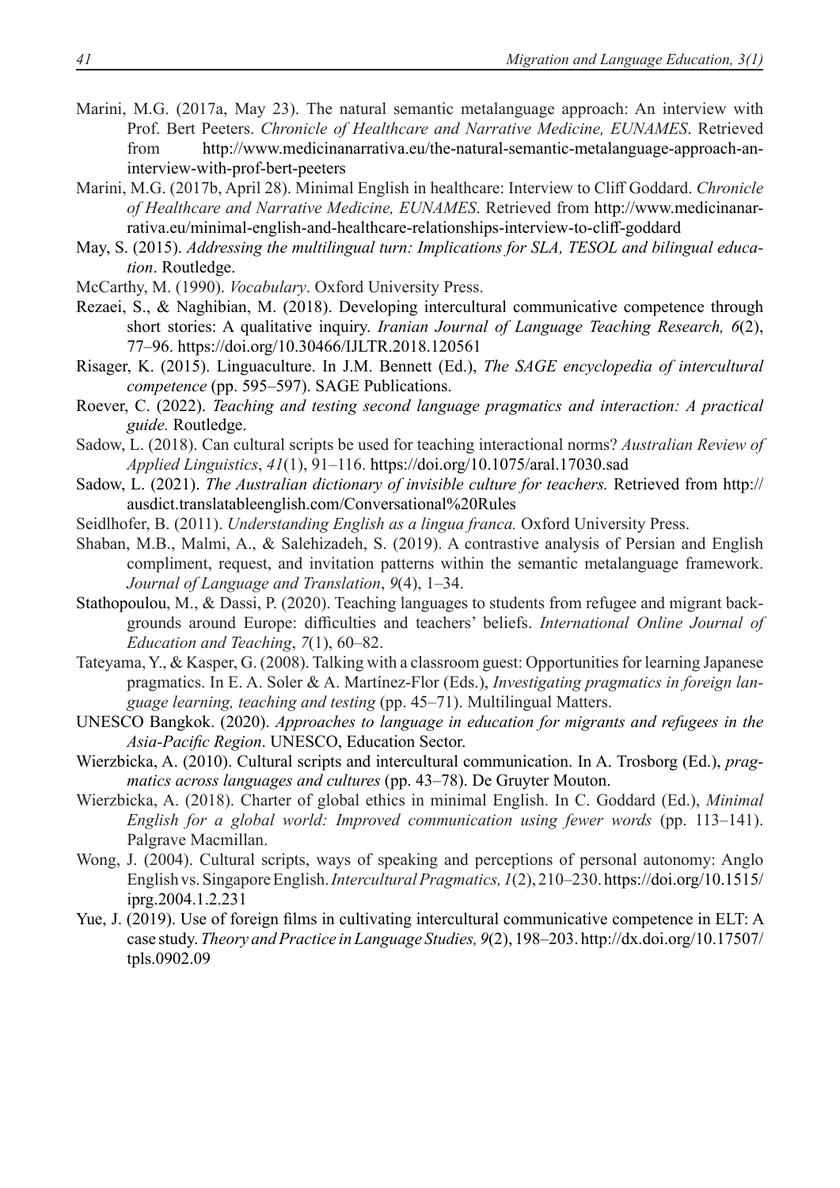Marini, M.G. (2017a, May 23). The natural semantic metalanguage approach: An interview with Prof. Bert Peeters. *Chronicle of Healthcare and Narrative Medicine, EUNAMES*. Retrieved from http://www.medicinanarrativa.eu/the-natural-semantic-metalanguage-approach-an-interview-with-prof-bert-peeters

Marini, M.G. (2017b, April 28). Minimal English in healthcare: Interview to Cliff Goddard. *Chronicle of Healthcare and Narrative Medicine, EUNAMES*. Retrieved from http://www.medicinanarrativa.eu/minimal-english-and-healthcare-relationships-interview-to-cliff-goddard

May, S. (2015). *Addressing the multilingual turn: Implications for SLA, TESOL and bilingual education*. Routledge.

McCarthy, M. (1990). *Vocabulary*. Oxford University Press.

Rezaei, S., & Naghibian, M. (2018). Developing intercultural communicative competence through short stories: A qualitative inquiry. *Iranian Journal of Language Teaching Research, 6*(2), 77–96. https://doi.org/10.30466/IJLTR.2018.120561

Risager, K. (2015). Linguaculture. In J.M. Bennett (Ed.), *The SAGE encyclopedia of intercultural competence* (pp. 595–597). SAGE Publications.

Roever, C. (2022). *Teaching and testing second language pragmatics and interaction: A practical guide.* Routledge.

Sadow, L. (2018). Can cultural scripts be used for teaching interactional norms? *Australian Review of Applied Linguistics*, *41*(1), 91–116. https://doi.org/10.1075/aral.17030.sad

Sadow, L. (2021). *The Australian dictionary of invisible culture for teachers.* Retrieved from http://ausdict.translatableenglish.com/Conversational%20Rules

Seidlhofer, B. (2011). *Understanding English as a lingua franca.* Oxford University Press.

Shaban, M.B., Malmi, A., & Salehizadeh, S. (2019). A contrastive analysis of Persian and English compliment, request, and invitation patterns within the semantic metalanguage framework. *Journal of Language and Translation*, *9*(4), 1–34.

Stathopoulou, M., & Dassi, P. (2020). Teaching languages to students from refugee and migrant backgrounds around Europe: difficulties and teachers' beliefs. *International Online Journal of Education and Teaching*, *7*(1), 60–82.

Tateyama, Y., & Kasper, G. (2008). Talking with a classroom guest: Opportunities for learning Japanese pragmatics. In E. A. Soler & A. Martínez-Flor (Eds.), *Investigating pragmatics in foreign language learning, teaching and testing* (pp. 45–71). Multilingual Matters.

UNESCO Bangkok. (2020). *Approaches to language in education for migrants and refugees in the Asia-Pacific Region*. UNESCO, Education Sector.

Wierzbicka, A. (2010). Cultural scripts and intercultural communication. In A. Trosborg (Ed.), *pragmatics across languages and cultures* (pp. 43–78). De Gruyter Mouton.

Wierzbicka, A. (2018). Charter of global ethics in minimal English. In C. Goddard (Ed.), *Minimal English for a global world: Improved communication using fewer words* (pp. 113–141). Palgrave Macmillan.

Wong, J. (2004). Cultural scripts, ways of speaking and perceptions of personal autonomy: Anglo English vs. Singapore English. *Intercultural Pragmatics, 1*(2), 210–230. https://doi.org/10.1515/iprg.2004.1.2.231

Yue, J. (2019). Use of foreign films in cultivating intercultural communicative competence in ELT: A case study. *Theory and Practice in Language Studies, 9*(2), 198–203. http://dx.doi.org/10.17507/tpls.0902.09